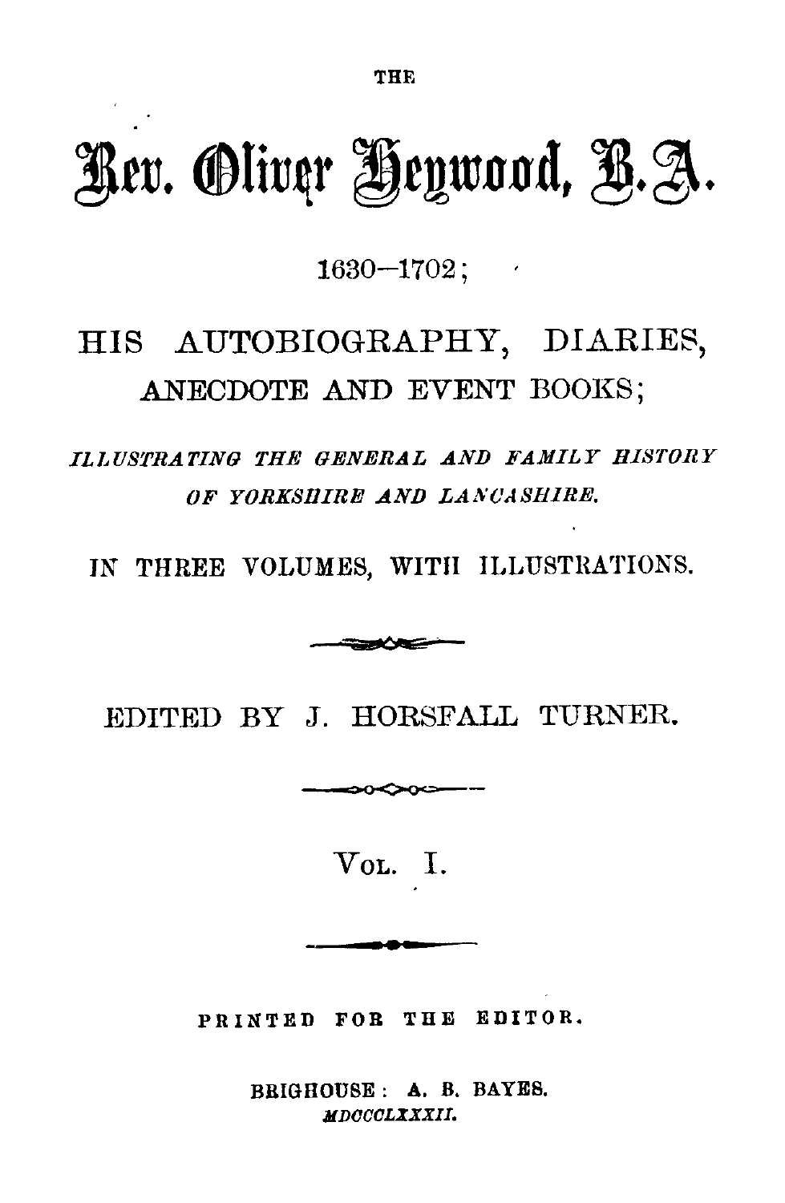THE

# Rev. Oliver Heywood, B.A.

1630—1702;

## HIS AUTOBIOGRAPHY, DIARIES, ANECDOTE AND EVENT BOOKS;

*ILLUSTRATING THE GENERAL AND FAMILY HISTORY OF YORKSHIRE AND LANCASHIRE.*

IN THREE VOLUMES, WITH ILLUSTRATIONS.

EDITED BY J. HORSFALL TURNER.

VOL. I.

PRINTED FOR THE EDITOR.

BRIGHOUSE: A. B. BAYES.
*MDCCCLXXXII.*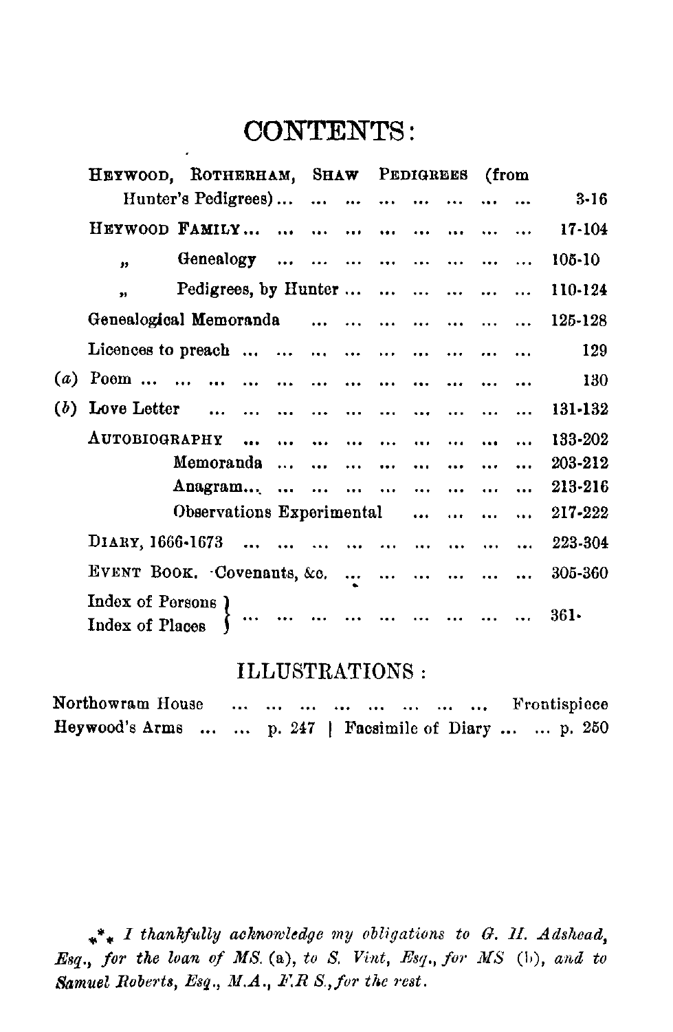# CONTENTS:

| | |
|---|---|
| HEYWOOD, ROTHERHAM, SHAW PEDIGREES (from Hunter's Pedigrees) | 3-16 |
| HEYWOOD FAMILY | 17-104 |
| " Genealogy | 105-10 |
| " Pedigrees, by Hunter | 110-124 |
| Genealogical Memoranda | 125-128 |
| Licences to preach | 129 |
| (*a*) Poem | 130 |
| (*b*) Love Letter | 131-132 |
| AUTOBIOGRAPHY | 133-202 |
| Memoranda | 203-212 |
| Anagram | 213-216 |
| Observations Experimental | 217-222 |
| DIARY, 1666-1673 | 223-304 |
| EVENT BOOK. Covenants, &c. | 305-360 |
| Index of Persons / Index of Places | 361- |

## ILLUSTRATIONS:

Northowram House ... Frontispiece

Heywood's Arms ... p. 247 | Facsimile of Diary ... p. 250

\*\*\* *I thankfully acknowledge my obligations to G. H. Adshead, Esq., for the loan of MS.* (a), *to S. Vint, Esq., for MS* (b), *and to Samuel Roberts, Esq., M.A., F.R S., for the rest.*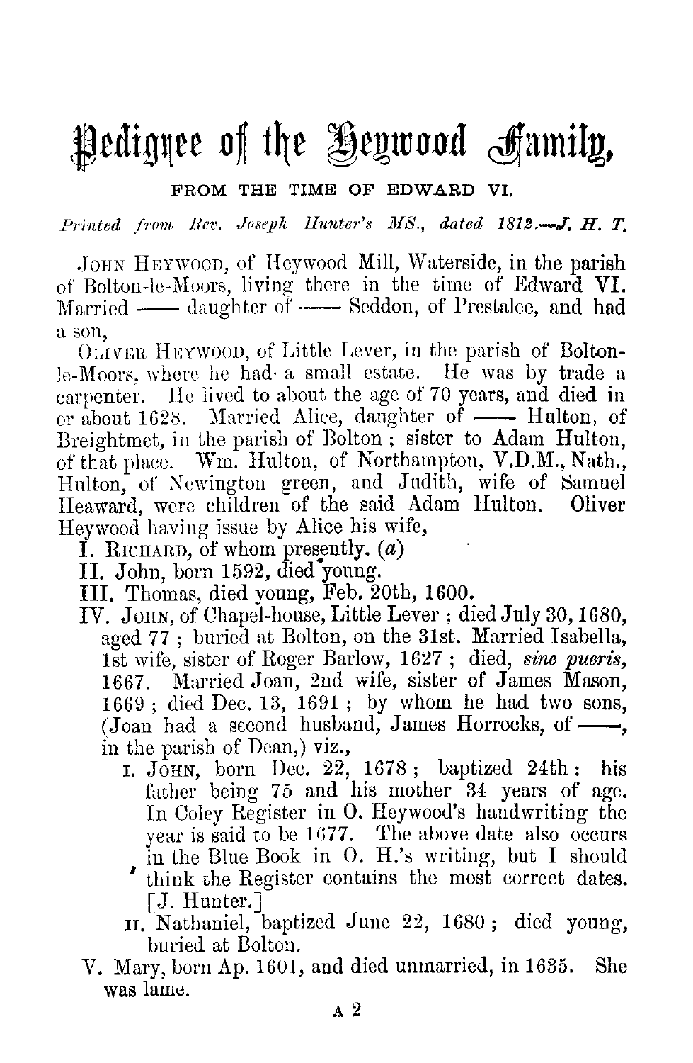# Pedigree of the Heywood Family,

### FROM THE TIME OF EDWARD VI.

*Printed from Rev. Joseph Hunter's MS., dated 1812.—J. H. T.*

JOHN HEYWOOD, of Heywood Mill, Waterside, in the parish of Bolton-le-Moors, living there in the time of Edward VI. Married —— daughter of —— Seddon, of Prestalee, and had a son,

OLIVER HEYWOOD, of Little Lever, in the parish of Bolton-le-Moors, where he had a small estate. He was by trade a carpenter. He lived to about the age of 70 years, and died in or about 1628. Married Alice, daughter of —— Hulton, of Breightmet, in the parish of Bolton; sister to Adam Hulton, of that place. Wm. Hulton, of Northampton, V.D.M., Nath., Hulton, of Newington green, and Judith, wife of Samuel Heaward, were children of the said Adam Hulton. Oliver Heywood having issue by Alice his wife,

I. RICHARD, of whom presently. (*a*)

II. John, born 1592, died young.

III. Thomas, died young, Feb. 20th, 1600.

IV. JOHN, of Chapel-house, Little Lever; died July 30, 1680, aged 77; buried at Bolton, on the 31st. Married Isabella, 1st wife, sister of Roger Barlow, 1627; died, *sine pueris*, 1667. Married Joan, 2nd wife, sister of James Mason, 1669; died Dec. 13, 1691; by whom he had two sons, (Joan had a second husband, James Horrocks, of ——, in the parish of Dean,) viz.,

  i. JOHN, born Dec. 22, 1678; baptized 24th: his father being 75 and his mother 34 years of age. In Coley Register in O. Heywood's handwriting the year is said to be 1677. The above date also occurs in the Blue Book in O. H.'s writing, but I should think the Register contains the most correct dates. [J. Hunter.]

  ii. Nathaniel, baptized June 22, 1680; died young, buried at Bolton.

V. Mary, born Ap. 1601, and died unmarried, in 1635. She was lame.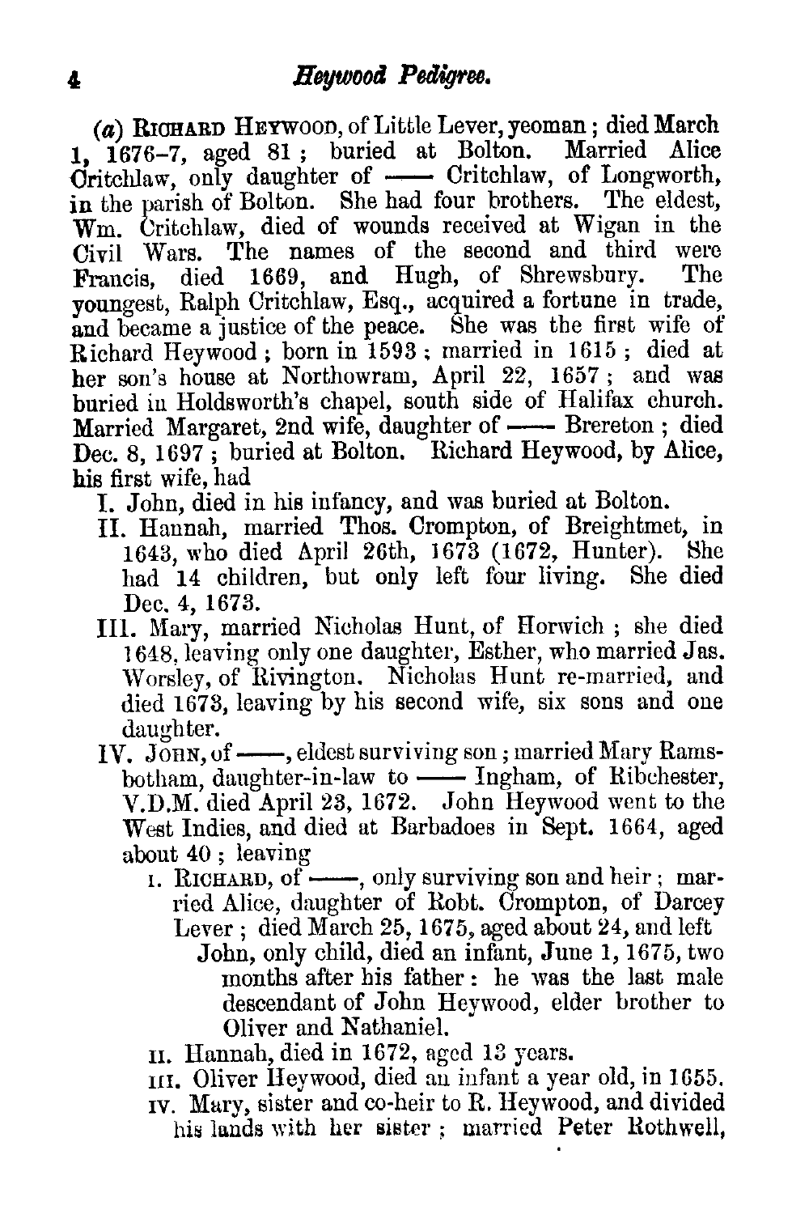(*a*) RICHARD HEYWOOD, of Little Lever, yeoman; died March 1, 1676–7, aged 81; buried at Bolton. Married Alice Critchlaw, only daughter of —— Critchlaw, of Longworth, in the parish of Bolton. She had four brothers. The eldest, Wm. Critchlaw, died of wounds received at Wigan in the Civil Wars. The names of the second and third were Francis, died 1669, and Hugh, of Shrewsbury. The youngest, Ralph Critchlaw, Esq., acquired a fortune in trade, and became a justice of the peace. She was the first wife of Richard Heywood; born in 1593; married in 1615; died at her son's house at Northowram, April 22, 1657; and was buried in Holdsworth's chapel, south side of Halifax church. Married Margaret, 2nd wife, daughter of —— Brereton; died Dec. 8, 1697; buried at Bolton. Richard Heywood, by Alice, his first wife, had

I. John, died in his infancy, and was buried at Bolton.

II. Hannah, married Thos. Crompton, of Breightmet, in 1643, who died April 26th, 1673 (1672, Hunter). She had 14 children, but only left four living. She died Dec. 4, 1673.

III. Mary, married Nicholas Hunt, of Horwich; she died 1648, leaving only one daughter, Esther, who married Jas. Worsley, of Rivington. Nicholas Hunt re-married, and died 1673, leaving by his second wife, six sons and one daughter.

IV. JOHN, of ——, eldest surviving son; married Mary Ramsbotham, daughter-in-law to —— Ingham, of Ribchester, V.D.M. died April 23, 1672. John Heywood went to the West Indies, and died at Barbadoes in Sept. 1664, aged about 40; leaving

  i. RICHARD, of ——, only surviving son and heir; married Alice, daughter of Robt. Crompton, of Darcey Lever; died March 25, 1675, aged about 24, and left

    John, only child, died an infant, June 1, 1675, two months after his father: he was the last male descendant of John Heywood, elder brother to Oliver and Nathaniel.

  ii. Hannah, died in 1672, aged 13 years.

  iii. Oliver Heywood, died an infant a year old, in 1655.

  iv. Mary, sister and co-heir to R. Heywood, and divided his lands with her sister; married Peter Rothwell,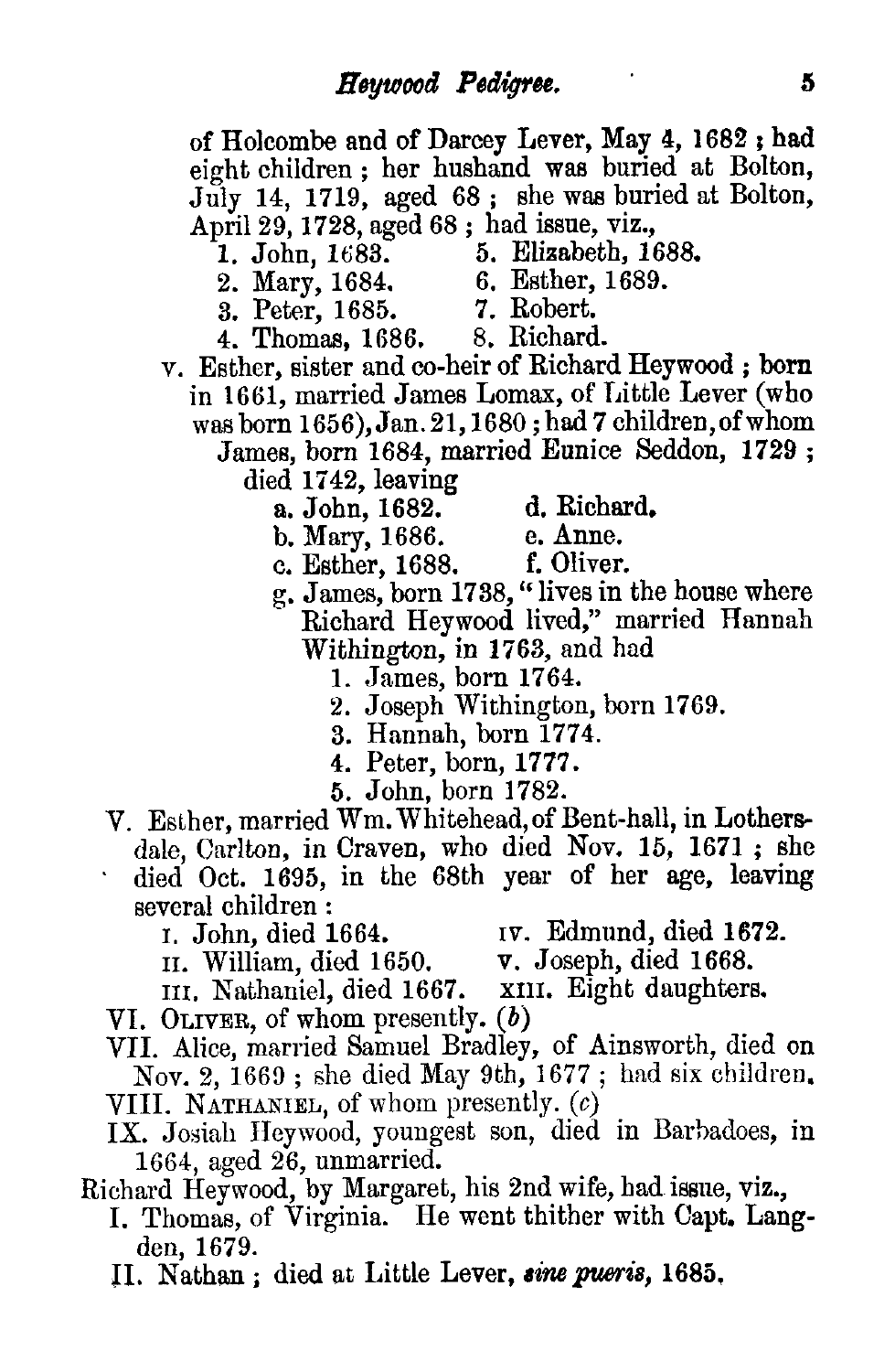of Holcombe and of Darcey Lever, May 4, 1682; had eight children; her husband was buried at Bolton, July 14, 1719, aged 68; she was buried at Bolton, April 29, 1728, aged 68; had issue, viz.,

1. John, 1683.
2. Mary, 1684.
3. Peter, 1685.
4. Thomas, 1686.
5. Elizabeth, 1688.
6. Esther, 1689.
7. Robert.
8. Richard.

v. Esther, sister and co-heir of Richard Heywood; born in 1661, married James Lomax, of Little Lever (who was born 1656), Jan. 21, 1680; had 7 children, of whom James, born 1684, married Eunice Seddon, 1729; died 1742, leaving

a. John, 1682.
b. Mary, 1686.
c. Esther, 1688.
d. Richard.
e. Anne.
f. Oliver.
g. James, born 1738, "lives in the house where Richard Heywood lived," married Hannah Withington, in 1763, and had
   1. James, born 1764.
   2. Joseph Withington, born 1769.
   3. Hannah, born 1774.
   4. Peter, born, 1777.
   5. John, born 1782.

V. Esther, married Wm. Whitehead, of Bent-hall, in Lothersdale, Carlton, in Craven, who died Nov. 15, 1671; she died Oct. 1695, in the 68th year of her age, leaving several children:

I. John, died 1664.
II. William, died 1650.
III. Nathaniel, died 1667.
IV. Edmund, died 1672.
V. Joseph, died 1668.
XIII. Eight daughters.

VI. Oliver, of whom presently. (*b*)

VII. Alice, married Samuel Bradley, of Ainsworth, died on Nov. 2, 1669; she died May 9th, 1677; had six children.

VIII. Nathaniel, of whom presently. (*c*)

IX. Josiah Heywood, youngest son, died in Barbadoes, in 1664, aged 26, unmarried.

Richard Heywood, by Margaret, his 2nd wife, had issue, viz.,

I. Thomas, of Virginia. He went thither with Capt. Langden, 1679.

II. Nathan; died at Little Lever, ***sine pueris***, 1685.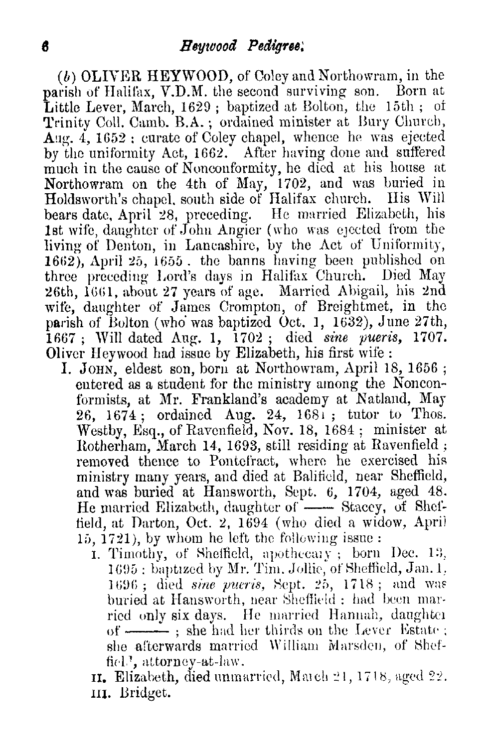(b) **OLIVER HEYWOOD**, of Coley and Northowram, in the parish of Halifax, V.D.M. the second surviving son. Born at Little Lever, March, 1629; baptized at Bolton, the 15th; of Trinity Coll. Camb. B.A.; ordained minister at Bury Church, Aug. 4, 1652; curate of Coley chapel, whence he was ejected by the uniformity Act, 1662. After having done and suffered much in the cause of Nonconformity, he died at his house at Northowram on the 4th of May, 1702, and was buried in Holdsworth's chapel, south side of Halifax church. His Will bears date, April 28, preceding. He married Elizabeth, his 1st wife, daughter of John Angier (who was ejected from the living of Denton, in Lancashire, by the Act of Uniformity, 1662), April 25, 1655. the banns having been published on three preceding Lord's days in Halifax Church. Died May 26th, 1661, about 27 years of age. Married Abigail, his 2nd wife, daughter of James Crompton, of Breightmet, in the parish of Bolton (who was baptized Oct. 1, 1632), June 27th, 1667; Will dated Aug. 1, 1702; died *sine pueris*, 1707. Oliver Heywood had issue by Elizabeth, his first wife:

- I. JOHN, eldest son, born at Northowram, April 18, 1656; entered as a student for the ministry among the Nonconformists, at Mr. Frankland's academy at Natland, May 26, 1674; ordained Aug. 24, 1681; tutor to Thos. Westby, Esq., of Ravenfield, Nov. 18, 1684; minister at Rotherham, March 14, 1693, still residing at Ravenfield; removed thence to Pontefract, where he exercised his ministry many years, and died at Balifield, near Sheffield, and was buried at Hansworth, Sept. 6, 1704, aged 48. He married Elizabeth, daughter of —— Stacey, of Sheffield, at Darton, Oct. 2, 1694 (who died a widow, April 15, 1721), by whom he left the following issue:
  - I. Timothy, of Sheffield, apothecary; born Dec. 13, 1695: baptized by Mr. Tim. Jollie, of Sheffield, Jan. 1, 1696; died *sine pueris*, Sept. 25, 1718; and was buried at Hansworth, near Sheffield: had been married only six days. He married Hannah, daughter of ———; she had her thirds on the Lever Estate; she afterwards married William Marsden, of Sheffield, attorney-at-law.
  - II. Elizabeth, died unmarried, March 21, 1718, aged 22.
  - III. Bridget.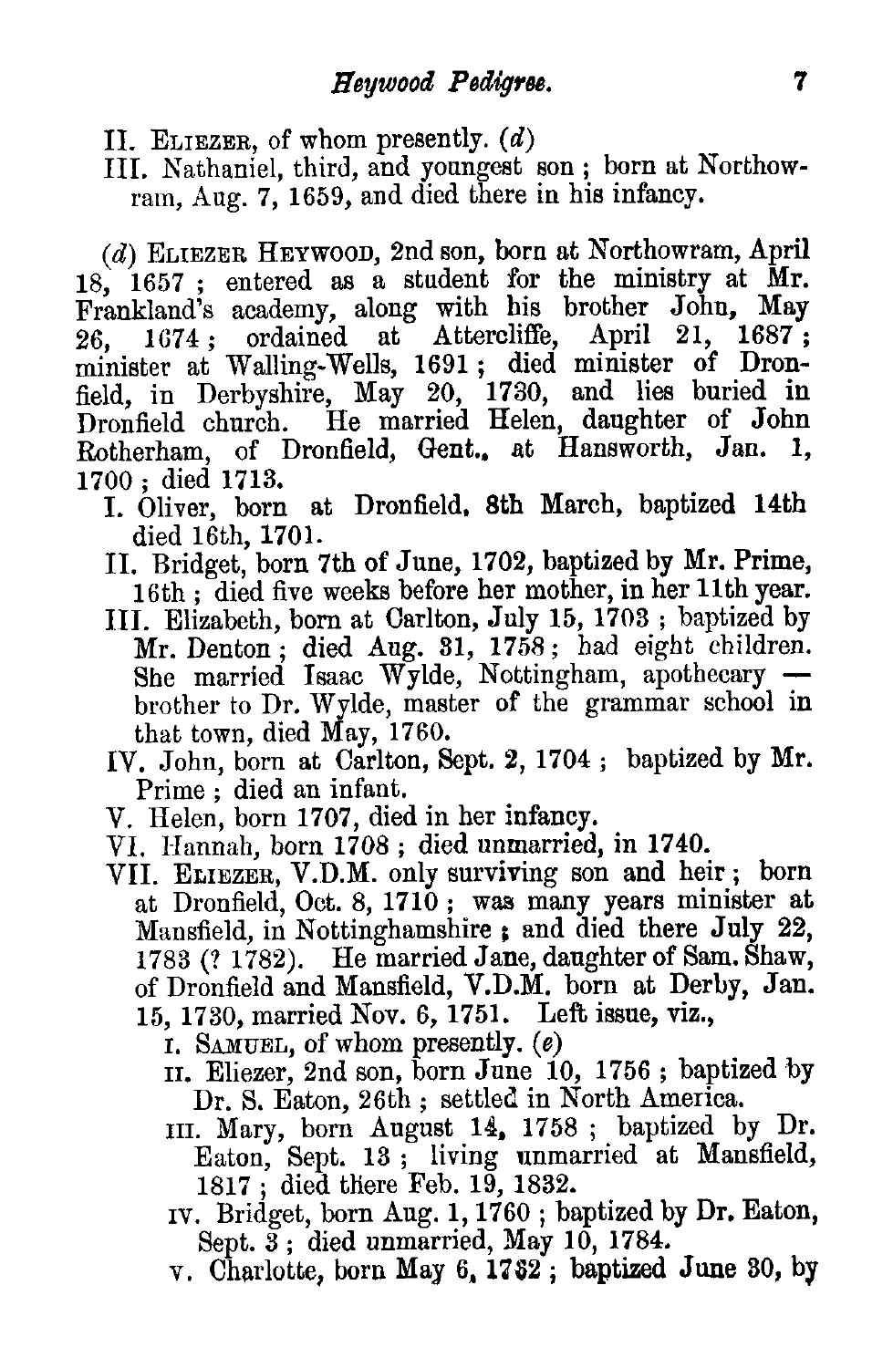II. ELIEZER, of whom presently. (*d*)

III. Nathaniel, third, and youngest son; born at Northowram, Aug. 7, 1659, and died there in his infancy.

(*d*) ELIEZER HEYWOOD, 2nd son, born at Northowram, April 18, 1657; entered as a student for the ministry at Mr. Frankland's academy, along with his brother John, May 26, 1674; ordained at Attercliffe, April 21, 1687; minister at Walling-Wells, 1691; died minister of Dronfield, in Derbyshire, May 20, 1730, and lies buried in Dronfield church. He married Helen, daughter of John Rotherham, of Dronfield, Gent., at Hansworth, Jan. 1, 1700; died 1713.

- I. Oliver, born at Dronfield, 8th March, baptized 14th died 16th, 1701.
- II. Bridget, born 7th of June, 1702, baptized by Mr. Prime, 16th; died five weeks before her mother, in her 11th year.
- III. Elizabeth, born at Carlton, July 15, 1703; baptized by Mr. Denton; died Aug. 31, 1758; had eight children. She married Isaac Wylde, Nottingham, apothecary — brother to Dr. Wylde, master of the grammar school in that town, died May, 1760.
- IV. John, born at Carlton, Sept. 2, 1704; baptized by Mr. Prime; died an infant.
- V. Helen, born 1707, died in her infancy.
- VI. Hannah, born 1708; died unmarried, in 1740.
- VII. ELIEZER, V.D.M. only surviving son and heir; born at Dronfield, Oct. 8, 1710; was many years minister at Mansfield, in Nottinghamshire; and died there July 22, 1783 (? 1782). He married Jane, daughter of Sam. Shaw, of Dronfield and Mansfield, V.D.M. born at Derby, Jan. 15, 1730, married Nov. 6, 1751. Left issue, viz.,
  - I. SAMUEL, of whom presently. (*e*)
  - II. Eliezer, 2nd son, born June 10, 1756; baptized by Dr. S. Eaton, 26th; settled in North America.
  - III. Mary, born August 14, 1758; baptized by Dr. Eaton, Sept. 13; living unmarried at Mansfield, 1817; died there Feb. 19, 1832.
  - IV. Bridget, born Aug. 1, 1760; baptized by Dr. Eaton, Sept. 3; died unmarried, May 10, 1784.
  - V. Charlotte, born May 6, 1762; baptized June 30, by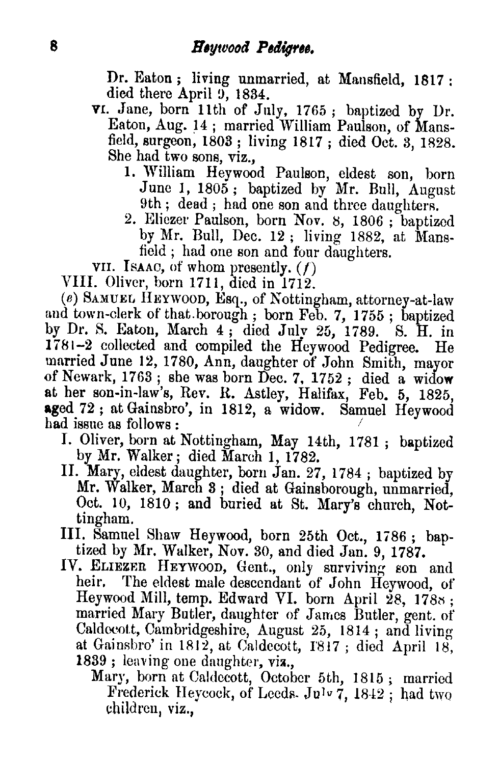Dr. Eaton; living unmarried, at Mansfield, 1817: died there April 9, 1834.

VI. Jane, born 11th of July, 1765; baptized by Dr. Eaton, Aug. 14; married William Paulson, of Mansfield, surgeon, 1803; living 1817; died Oct. 3, 1828. She had two sons, viz.,

1. William Heywood Paulson, eldest son, born June 1, 1805; baptized by Mr. Bull, August 9th; dead; had one son and three daughters.
2. Eliezer Paulson, born Nov. 8, 1806; baptized by Mr. Bull, Dec. 12; living 1882, at Mansfield; had one son and four daughters.

VII. ISAAC, of whom presently. (*f*)

VIII. Oliver, born 1711, died in 1712.

(*e*) SAMUEL HEYWOOD, Esq., of Nottingham, attorney-at-law and town-clerk of that borough; born Feb. 7, 1755; baptized by Dr. S. Eaton, March 4; died July 25, 1789. S. H. in 1781–2 collected and compiled the Heywood Pedigree. He married June 12, 1780, Ann, daughter of John Smith, mayor of Newark, 1763; she was born Dec. 7, 1752; died a widow at her son-in-law's, Rev. R. Astley, Halifax, Feb. 5, 1825, aged 72; at Gainsbro', in 1812, a widow. Samuel Heywood had issue as follows:

I. Oliver, born at Nottingham, May 14th, 1781; baptized by Mr. Walker; died March 1, 1782.

II. Mary, eldest daughter, born Jan. 27, 1784; baptized by Mr. Walker, March 8; died at Gainsborough, unmarried, Oct. 10, 1810; and buried at St. Mary's church, Nottingham.

III. Samuel Shaw Heywood, born 25th Oct., 1786; baptized by Mr. Walker, Nov. 30, and died Jan. 9, 1787.

IV. ELIEZER HEYWOOD, Gent., only surviving son and heir. The eldest male descendant of John Heywood, of Heywood Mill, temp. Edward VI. born April 28, 1788; married Mary Butler, daughter of James Butler, gent. of Caldecott, Cambridgeshire, August 25, 1814; and living at Gainsbro' in 1812, at Caldecott, 1817; died April 18, 1839; leaving one daughter, viz.,

Mary, born at Caldecott, October 5th, 1815; married Frederick Heycock, of Leeds. July 7, 1842; had two children, viz.,